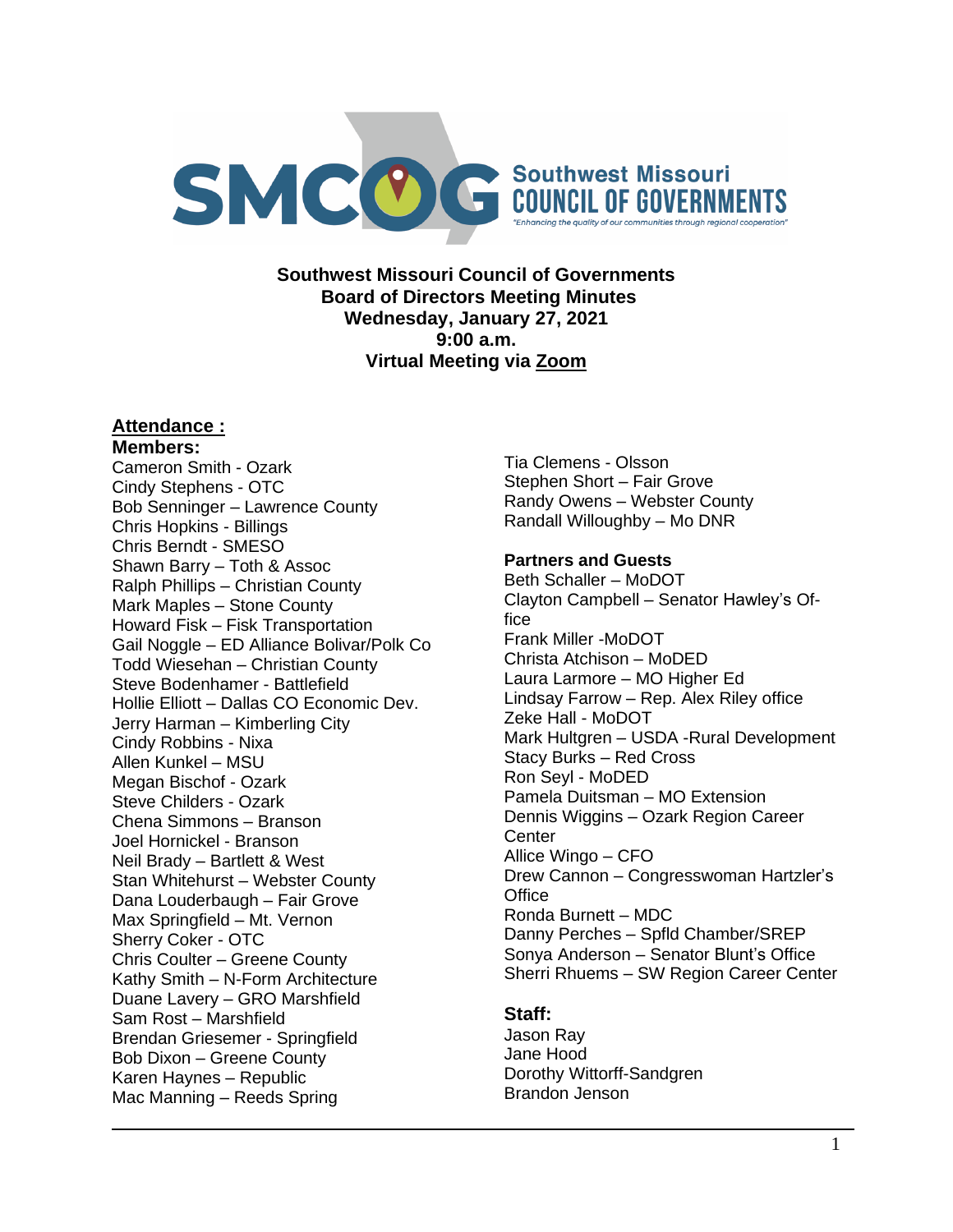Southwest Missouri COUNCIL OF GOVERNMENTS

"Enhancing the quality of our communities through regional cooperation"

**Southwest Missouri Council of Governments**
**Board of Directors Meeting Minutes**
**Wednesday, January 27, 2021**
**9:00 a.m.**
**Virtual Meeting via Zoom**

## Attendance :

**Members:**

Cameron Smith - Ozark
Cindy Stephens - OTC
Bob Senninger – Lawrence County
Chris Hopkins - Billings
Chris Berndt - SMESO
Shawn Barry – Toth & Assoc
Ralph Phillips – Christian County
Mark Maples – Stone County
Howard Fisk – Fisk Transportation
Gail Noggle – ED Alliance Bolivar/Polk Co
Todd Wiesehan – Christian County
Steve Bodenhamer - Battlefield
Hollie Elliott – Dallas CO Economic Dev.
Jerry Harman – Kimberling City
Cindy Robbins - Nixa
Allen Kunkel – MSU
Megan Bischof - Ozark
Steve Childers - Ozark
Chena Simmons – Branson
Joel Hornickel - Branson
Neil Brady – Bartlett & West
Stan Whitehurst – Webster County
Dana Louderbaugh – Fair Grove
Max Springfield – Mt. Vernon
Sherry Coker - OTC
Chris Coulter – Greene County
Kathy Smith – N-Form Architecture
Duane Lavery – GRO Marshfield
Sam Rost – Marshfield
Brendan Griesemer - Springfield
Bob Dixon – Greene County
Karen Haynes – Republic
Mac Manning – Reeds Spring
Tia Clemens - Olsson
Stephen Short – Fair Grove
Randy Owens – Webster County
Randall Willoughby – Mo DNR

**Partners and Guests**

Beth Schaller – MoDOT
Clayton Campbell – Senator Hawley's Office
Frank Miller -MoDOT
Christa Atchison – MoDED
Laura Larmore – MO Higher Ed
Lindsay Farrow – Rep. Alex Riley office
Zeke Hall - MoDOT
Mark Hultgren – USDA -Rural Development
Stacy Burks – Red Cross
Ron Seyl - MoDED
Pamela Duitsman – MO Extension
Dennis Wiggins – Ozark Region Career Center
Allice Wingo – CFO
Drew Cannon – Congresswoman Hartzler's Office
Ronda Burnett – MDC
Danny Perches – Spfld Chamber/SREP
Sonya Anderson – Senator Blunt's Office
Sherri Rhuems – SW Region Career Center

**Staff:**

Jason Ray
Jane Hood
Dorothy Wittorff-Sandgren
Brandon Jenson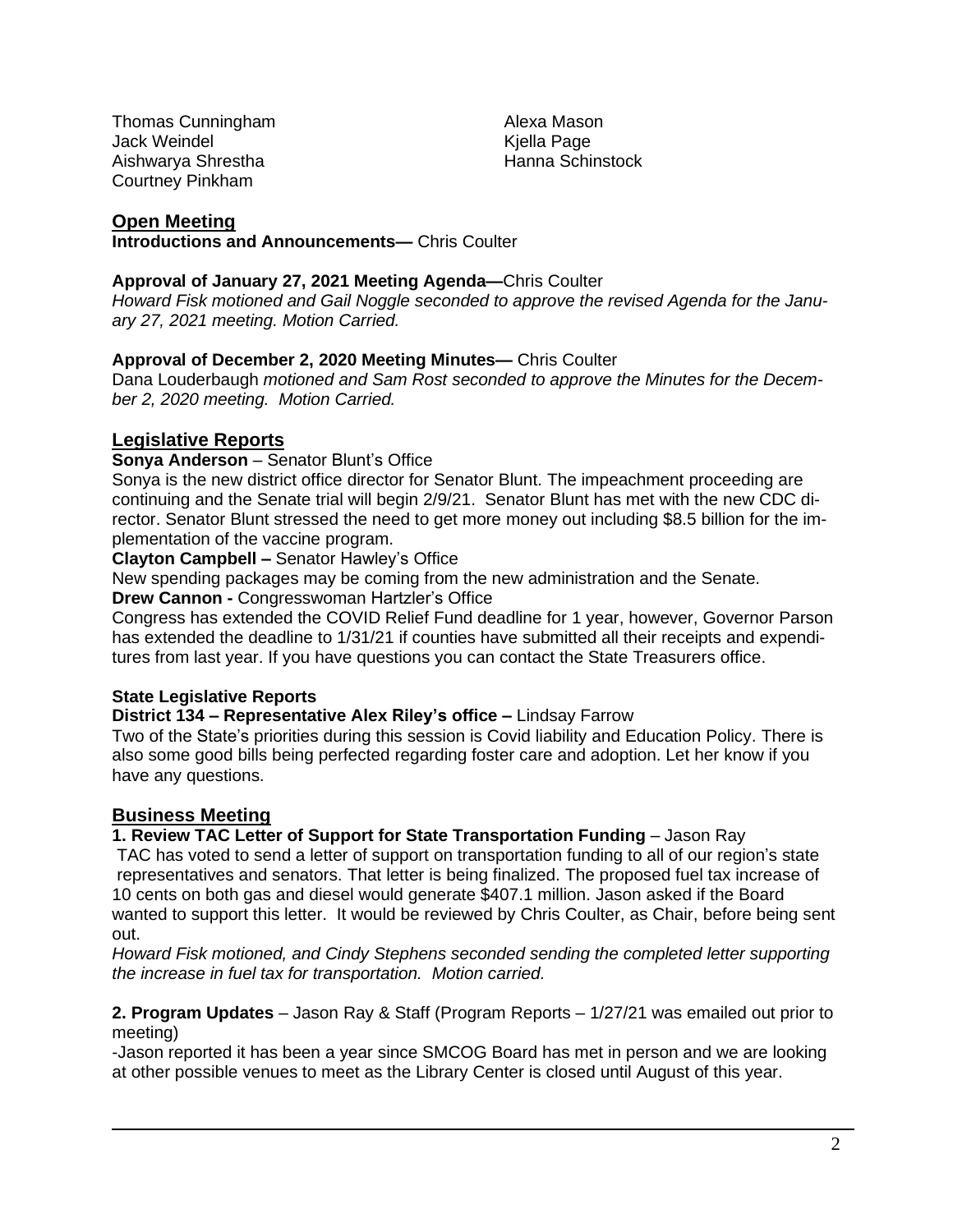Thomas Cunningham
Jack Weindel
Aishwarya Shrestha
Courtney Pinkham

Alexa Mason
Kjella Page
Hanna Schinstock

## Open Meeting

**Introductions and Announcements—** Chris Coulter

**Approval of January 27, 2021 Meeting Agenda—**Chris Coulter

*Howard Fisk motioned and Gail Noggle seconded to approve the revised Agenda for the January 27, 2021 meeting. Motion Carried.*

**Approval of December 2, 2020 Meeting Minutes—** Chris Coulter

Dana Louderbaugh *motioned and Sam Rost seconded to approve the Minutes for the December 2, 2020 meeting. Motion Carried.*

## Legislative Reports

**Sonya Anderson** – Senator Blunt's Office

Sonya is the new district office director for Senator Blunt. The impeachment proceeding are continuing and the Senate trial will begin 2/9/21. Senator Blunt has met with the new CDC director. Senator Blunt stressed the need to get more money out including $8.5 billion for the implementation of the vaccine program.

**Clayton Campbell –** Senator Hawley's Office

New spending packages may be coming from the new administration and the Senate.

**Drew Cannon -** Congresswoman Hartzler's Office

Congress has extended the COVID Relief Fund deadline for 1 year, however, Governor Parson has extended the deadline to 1/31/21 if counties have submitted all their receipts and expenditures from last year. If you have questions you can contact the State Treasurers office.

### State Legislative Reports

**District 134 – Representative Alex Riley's office –** Lindsay Farrow

Two of the State's priorities during this session is Covid liability and Education Policy. There is also some good bills being perfected regarding foster care and adoption. Let her know if you have any questions.

## Business Meeting

**1. Review TAC Letter of Support for State Transportation Funding** – Jason Ray

TAC has voted to send a letter of support on transportation funding to all of our region's state representatives and senators. That letter is being finalized. The proposed fuel tax increase of 10 cents on both gas and diesel would generate $407.1 million. Jason asked if the Board wanted to support this letter. It would be reviewed by Chris Coulter, as Chair, before being sent out.

*Howard Fisk motioned, and Cindy Stephens seconded sending the completed letter supporting the increase in fuel tax for transportation. Motion carried.*

**2. Program Updates** – Jason Ray & Staff (Program Reports – 1/27/21 was emailed out prior to meeting)

-Jason reported it has been a year since SMCOG Board has met in person and we are looking at other possible venues to meet as the Library Center is closed until August of this year.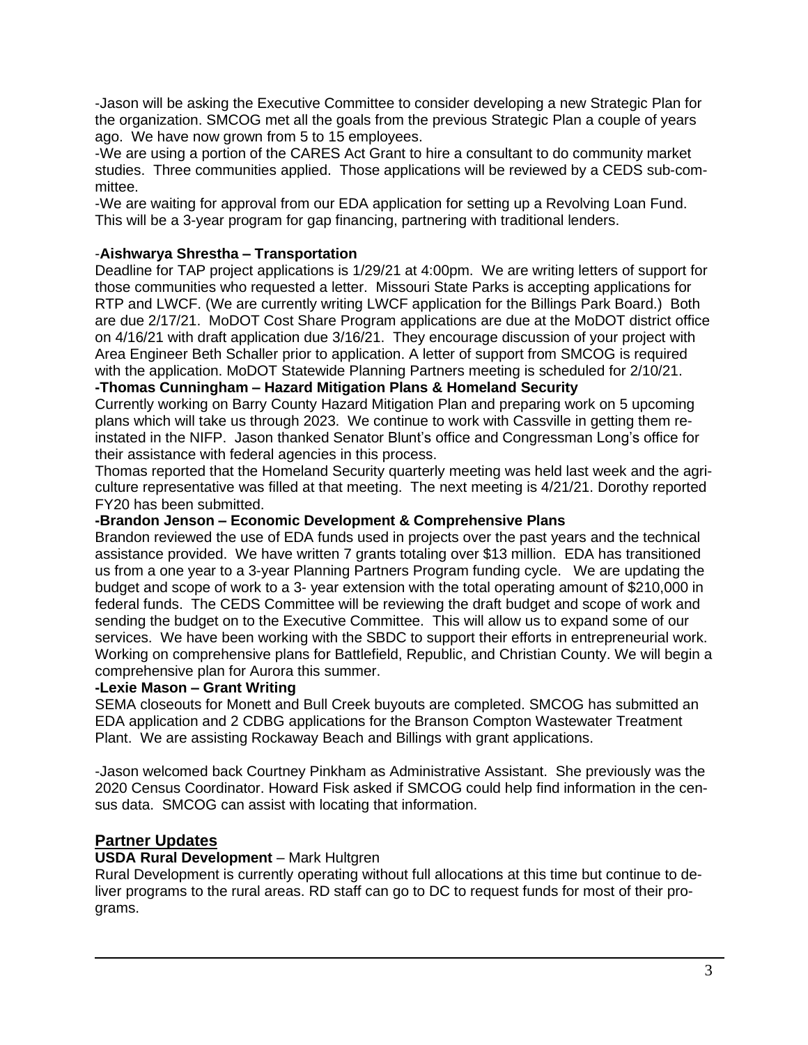-Jason will be asking the Executive Committee to consider developing a new Strategic Plan for the organization. SMCOG met all the goals from the previous Strategic Plan a couple of years ago. We have now grown from 5 to 15 employees.

-We are using a portion of the CARES Act Grant to hire a consultant to do community market studies. Three communities applied. Those applications will be reviewed by a CEDS sub-committee.

-We are waiting for approval from our EDA application for setting up a Revolving Loan Fund. This will be a 3-year program for gap financing, partnering with traditional lenders.

-**Aishwarya Shrestha – Transportation**

Deadline for TAP project applications is 1/29/21 at 4:00pm. We are writing letters of support for those communities who requested a letter. Missouri State Parks is accepting applications for RTP and LWCF. (We are currently writing LWCF application for the Billings Park Board.) Both are due 2/17/21. MoDOT Cost Share Program applications are due at the MoDOT district office on 4/16/21 with draft application due 3/16/21. They encourage discussion of your project with Area Engineer Beth Schaller prior to application. A letter of support from SMCOG is required with the application. MoDOT Statewide Planning Partners meeting is scheduled for 2/10/21.

**-Thomas Cunningham – Hazard Mitigation Plans & Homeland Security**

Currently working on Barry County Hazard Mitigation Plan and preparing work on 5 upcoming plans which will take us through 2023. We continue to work with Cassville in getting them re-instated in the NIFP. Jason thanked Senator Blunt's office and Congressman Long's office for their assistance with federal agencies in this process.

Thomas reported that the Homeland Security quarterly meeting was held last week and the agriculture representative was filled at that meeting. The next meeting is 4/21/21. Dorothy reported FY20 has been submitted.

**-Brandon Jenson – Economic Development & Comprehensive Plans**

Brandon reviewed the use of EDA funds used in projects over the past years and the technical assistance provided. We have written 7 grants totaling over $13 million. EDA has transitioned us from a one year to a 3-year Planning Partners Program funding cycle. We are updating the budget and scope of work to a 3- year extension with the total operating amount of $210,000 in federal funds. The CEDS Committee will be reviewing the draft budget and scope of work and sending the budget on to the Executive Committee. This will allow us to expand some of our services. We have been working with the SBDC to support their efforts in entrepreneurial work. Working on comprehensive plans for Battlefield, Republic, and Christian County. We will begin a comprehensive plan for Aurora this summer.

**-Lexie Mason – Grant Writing**

SEMA closeouts for Monett and Bull Creek buyouts are completed. SMCOG has submitted an EDA application and 2 CDBG applications for the Branson Compton Wastewater Treatment Plant. We are assisting Rockaway Beach and Billings with grant applications.

-Jason welcomed back Courtney Pinkham as Administrative Assistant. She previously was the 2020 Census Coordinator. Howard Fisk asked if SMCOG could help find information in the census data. SMCOG can assist with locating that information.

## Partner Updates

**USDA Rural Development** – Mark Hultgren

Rural Development is currently operating without full allocations at this time but continue to deliver programs to the rural areas. RD staff can go to DC to request funds for most of their programs.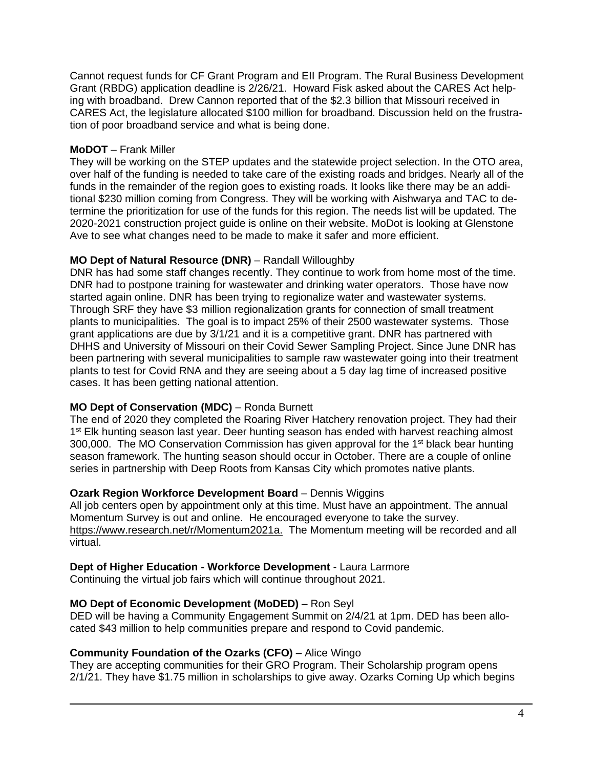Cannot request funds for CF Grant Program and EII Program. The Rural Business Development Grant (RBDG) application deadline is 2/26/21. Howard Fisk asked about the CARES Act helping with broadband. Drew Cannon reported that of the $2.3 billion that Missouri received in CARES Act, the legislature allocated $100 million for broadband. Discussion held on the frustration of poor broadband service and what is being done.

**MoDOT** – Frank Miller
They will be working on the STEP updates and the statewide project selection. In the OTO area, over half of the funding is needed to take care of the existing roads and bridges. Nearly all of the funds in the remainder of the region goes to existing roads. It looks like there may be an additional $230 million coming from Congress. They will be working with Aishwarya and TAC to determine the prioritization for use of the funds for this region. The needs list will be updated. The 2020-2021 construction project guide is online on their website. MoDot is looking at Glenstone Ave to see what changes need to be made to make it safer and more efficient.

**MO Dept of Natural Resource (DNR)** – Randall Willoughby
DNR has had some staff changes recently. They continue to work from home most of the time. DNR had to postpone training for wastewater and drinking water operators. Those have now started again online. DNR has been trying to regionalize water and wastewater systems. Through SRF they have $3 million regionalization grants for connection of small treatment plants to municipalities. The goal is to impact 25% of their 2500 wastewater systems. Those grant applications are due by 3/1/21 and it is a competitive grant. DNR has partnered with DHHS and University of Missouri on their Covid Sewer Sampling Project. Since June DNR has been partnering with several municipalities to sample raw wastewater going into their treatment plants to test for Covid RNA and they are seeing about a 5 day lag time of increased positive cases. It has been getting national attention.

**MO Dept of Conservation (MDC)** – Ronda Burnett
The end of 2020 they completed the Roaring River Hatchery renovation project. They had their 1st Elk hunting season last year. Deer hunting season has ended with harvest reaching almost 300,000. The MO Conservation Commission has given approval for the 1st black bear hunting season framework. The hunting season should occur in October. There are a couple of online series in partnership with Deep Roots from Kansas City which promotes native plants.

**Ozark Region Workforce Development Board** – Dennis Wiggins
All job centers open by appointment only at this time. Must have an appointment. The annual Momentum Survey is out and online. He encouraged everyone to take the survey. https://www.research.net/r/Momentum2021a. The Momentum meeting will be recorded and all virtual.

**Dept of Higher Education - Workforce Development** - Laura Larmore
Continuing the virtual job fairs which will continue throughout 2021.

**MO Dept of Economic Development (MoDED)** – Ron Seyl
DED will be having a Community Engagement Summit on 2/4/21 at 1pm. DED has been allocated $43 million to help communities prepare and respond to Covid pandemic.

**Community Foundation of the Ozarks (CFO)** – Alice Wingo
They are accepting communities for their GRO Program. Their Scholarship program opens 2/1/21. They have $1.75 million in scholarships to give away. Ozarks Coming Up which begins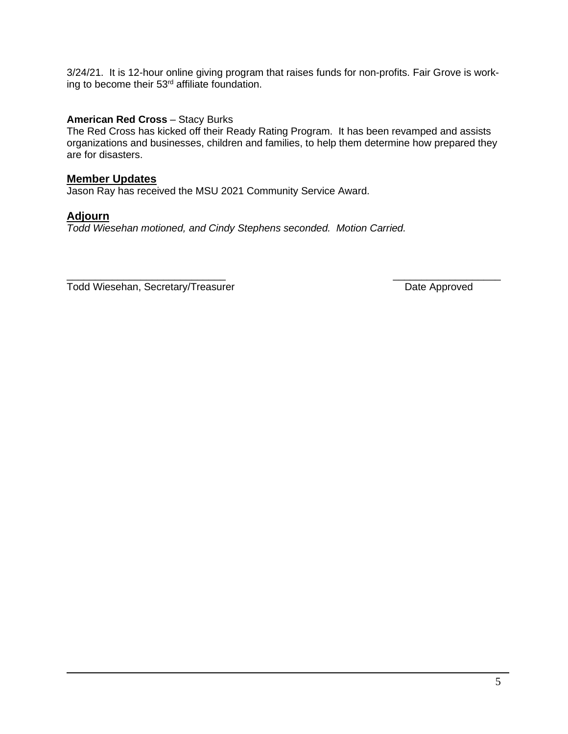3/24/21. It is 12-hour online giving program that raises funds for non-profits. Fair Grove is working to become their 53rd affiliate foundation.

**American Red Cross** – Stacy Burks

The Red Cross has kicked off their Ready Rating Program. It has been revamped and assists organizations and businesses, children and families, to help them determine how prepared they are for disasters.

## Member Updates

Jason Ray has received the MSU 2021 Community Service Award.

## Adjourn

*Todd Wiesehan motioned, and Cindy Stephens seconded. Motion Carried.*

____________________________ ___________________

Todd Wiesehan, Secretary/Treasurer Date Approved